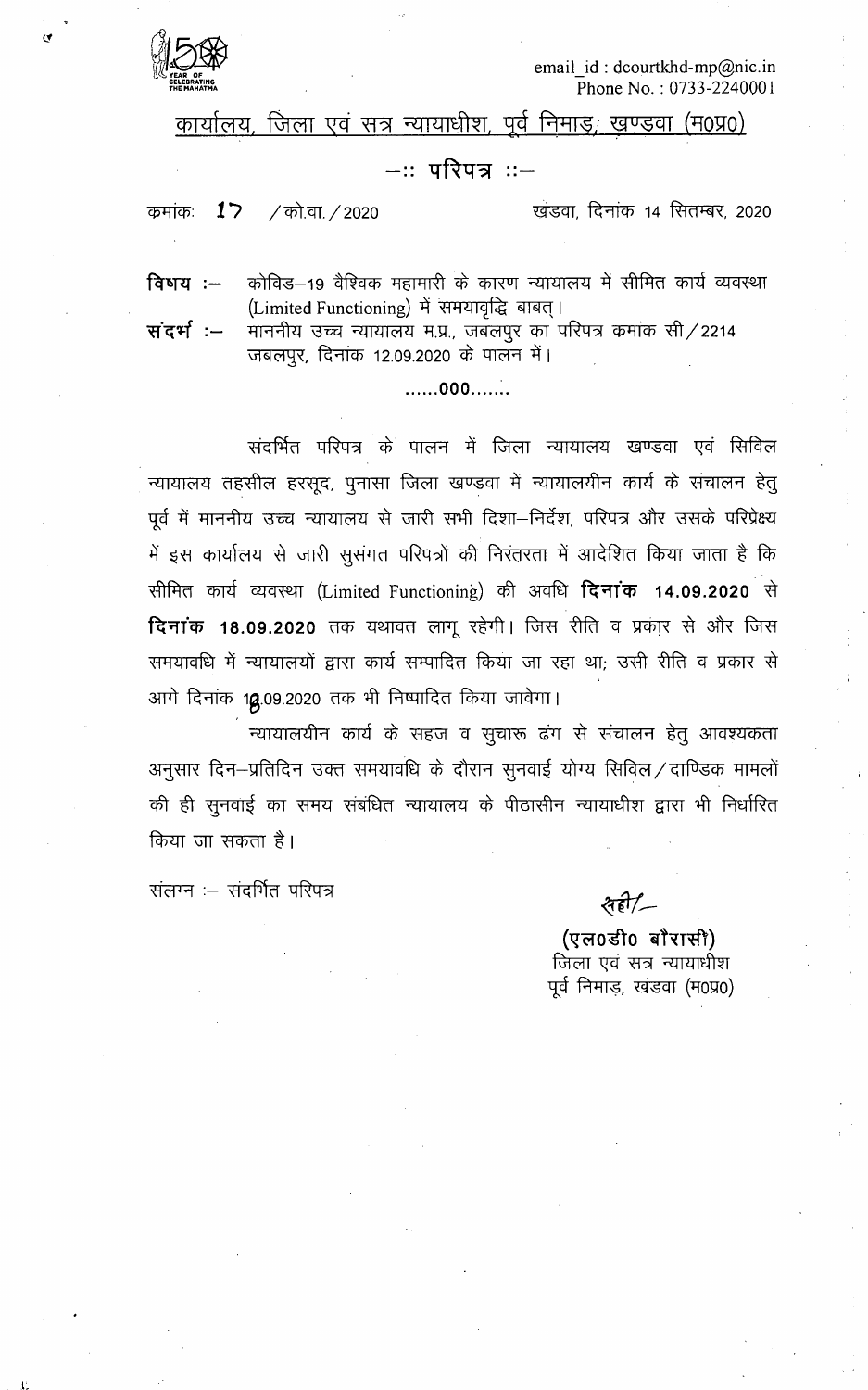email_id : dcourtkhd-mp@nic.in
Phone No. : 0733-2240001

## कार्यालय, जिला एवं सत्र न्यायाधीश, पूर्व निमाड़, खण्डवा (म0प्र0)

### —:: परिपत्र ::—

क्रमांक: 17 / को.वा. / 2020 खंडवा, दिनांक 14 सितम्बर, 2020

**विषय :—** कोविड–19 वैश्विक महामारी के कारण न्यायालय में सीमित कार्य व्यवस्था (Limited Functioning) में समयावृद्धि बाबत्।

**संदर्भ :—** माननीय उच्च न्यायालय म.प्र., जबलपुर का परिपत्र क्रमांक सी / 2214 जबलपुर, दिनांक 12.09.2020 के पालन में।

......000.......

संदर्भित परिपत्र के पालन में जिला न्यायालय खण्डवा एवं सिविल न्यायालय तहसील हरसूद, पुनासा जिला खण्डवा में न्यायालयीन कार्य के संचालन हेतु पूर्व में माननीय उच्च न्यायालय से जारी सभी दिशा–निर्देश, परिपत्र और उसके परिप्रेक्ष्य में इस कार्यालय से जारी सुसंगत परिपत्रों की निरंतरता में आदेशित किया जाता है कि सीमित कार्य व्यवस्था (Limited Functioning) की अवधि **दिनांक 14.09.2020** से **दिनांक 18.09.2020** तक यथावत लागू रहेगी। जिस रीति व प्रकार से और जिस समयावधि में न्यायालयों द्वारा कार्य सम्पादित किया जा रहा था; उसी रीति व प्रकार से आगे दिनांक 18.09.2020 तक भी निष्पादित किया जावेगा।

न्यायालयीन कार्य के सहज व सुचारू ढंग से संचालन हेतु आवश्यकता अनुसार दिन–प्रतिदिन उक्त समयावधि के दौरान सुनवाई योग्य सिविल / दाण्डिक मामलों की ही सुनवाई का समय संबंधित न्यायालय के पीठासीन न्यायाधीश द्वारा भी निर्धारित किया जा सकता है।

संलग्न :— संदर्भित परिपत्र

सही/–
**(एल0डी0 बौरासी)**
जिला एवं सत्र न्यायाधीश
पूर्व निमाड़, खंडवा (म0प्र0)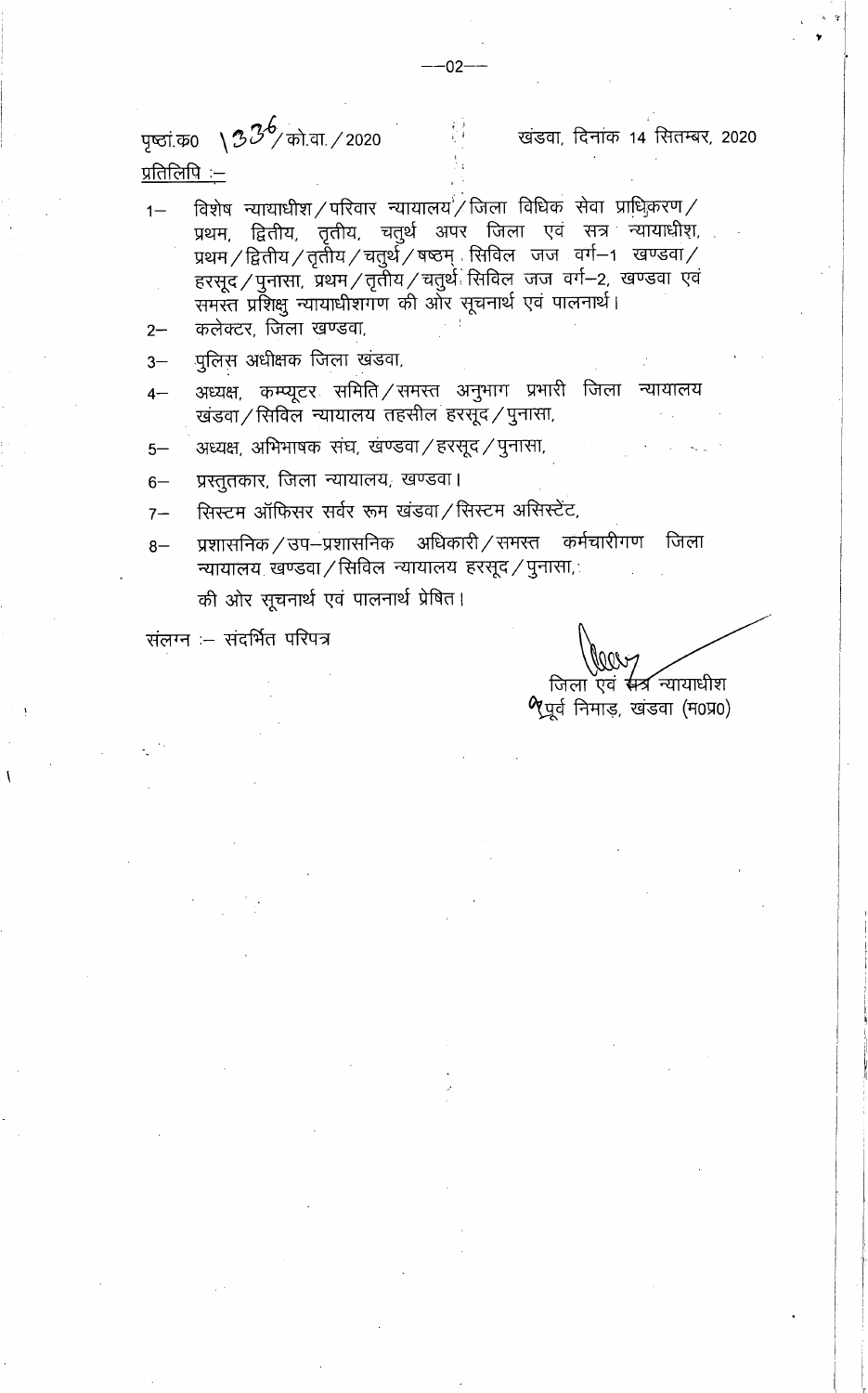पृष्ठां.क्र0 \336/ को.वा. / 2020 खंडवा, दिनांक 14 सितम्बर, 2020

प्रतिलिपि :—

1— विशेष न्यायाधीश / परिवार न्यायालय / जिला विधिक सेवा प्राधिकरण / प्रथम, द्वितीय, तृतीय, चतुर्थ अपर जिला एवं सत्र न्यायाधीश, प्रथम / द्वितीय / तृतीय / चतुर्थ / षष्ठम् सिविल जज वर्ग–1 खण्डवा / हरसूद / पुनासा, प्रथम / तृतीय / चतुर्थ सिविल जज वर्ग–2, खण्डवा एवं समस्त प्रशिक्षु न्यायाधीशगण की ओर सूचनार्थ एवं पालनार्थ।

2— कलेक्टर, जिला खण्डवा,

3— पुलिस अधीक्षक जिला खंडवा,

4— अध्यक्ष, कम्प्यूटर समिति / समस्त अनुभाग प्रभारी जिला न्यायालय खंडवा / सिविल न्यायालय तहसील हरसूद / पुनासा,

5— अध्यक्ष, अभिभाषक संघ, खण्डवा / हरसूद / पुनासा,

6— प्रस्तुतकार, जिला न्यायालय, खण्डवा।

7— सिस्टम ऑफिसर सर्वर रूम खंडवा / सिस्टम असिस्टेंट,

8— प्रशासनिक / उप–प्रशासनिक अधिकारी / समस्त कर्मचारीगण जिला न्यायालय खण्डवा / सिविल न्यायालय हरसूद / पुनासा,

की ओर सूचनार्थ एवं पालनार्थ प्रेषित।

संलग्न :— संदर्भित परिपत्र

जिला एवं सत्र न्यायाधीश
पूर्व निमाड़, खंडवा (म0प्र0)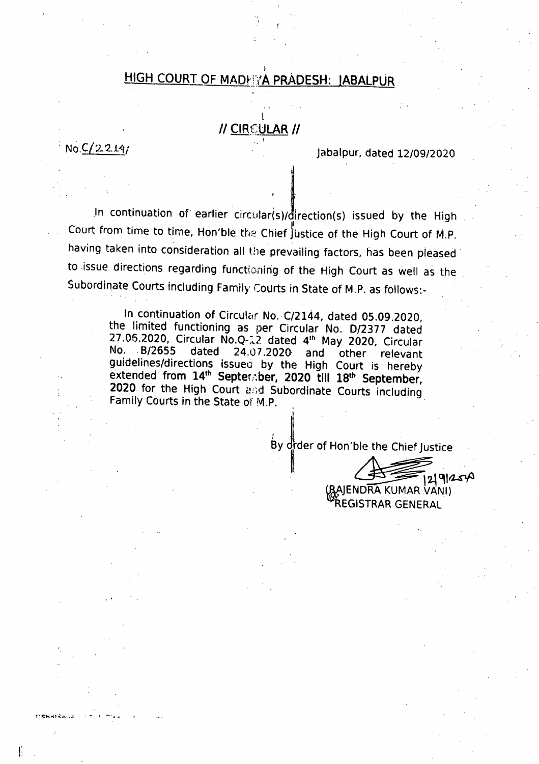# HIGH COURT OF MADHYA PRADESH: JABALPUR

## // CIRCULAR //

No.C/2214/ Jabalpur, dated 12/09/2020

In continuation of earlier circular(s)/direction(s) issued by the High Court from time to time, Hon'ble the Chief Justice of the High Court of M.P. having taken into consideration all the prevailing factors, has been pleased to issue directions regarding functioning of the High Court as well as the Subordinate Courts including Family Courts in State of M.P. as follows:-

> In continuation of Circular No. C/2144, dated 05.09.2020, the limited functioning as per Circular No. D/2377 dated 27.06.2020, Circular No.Q-12 dated 4th May 2020, Circular No. B/2655 dated 24.07.2020 and other relevant guidelines/directions issued by the High Court is hereby extended from **14th September, 2020 till 18th September, 2020** for the High Court and Subordinate Courts including Family Courts in the State of M.P.

By order of Hon'ble the Chief Justice

12/9/2020

(RAJENDRA KUMAR VANI)
REGISTRAR GENERAL